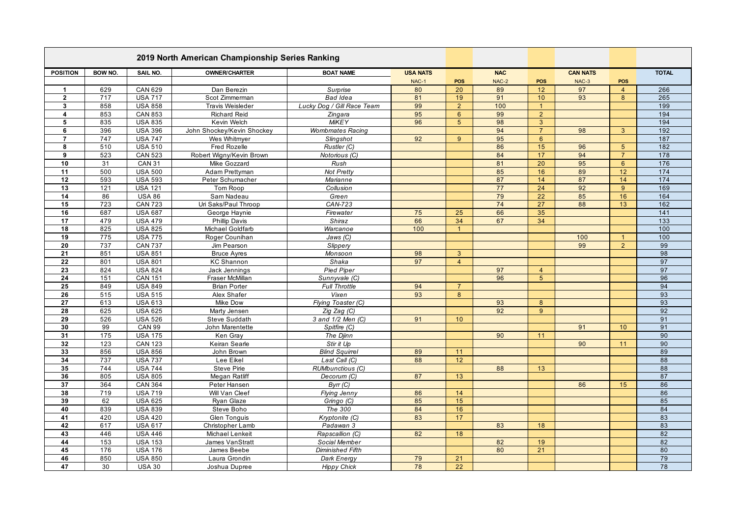## 2019 North American Championship Series Ranking

| POSITION | BOW NO. | SAIL NO. | OWNER/CHARTER | BOAT NAME | USA NATS NAC-1 | POS | NAC NAC-2 | POS | CAN NATS NAC-3 | POS | TOTAL |
|---|---|---|---|---|---|---|---|---|---|---|---|
| 1 | 629 | CAN 629 | Dan Berezin | *Surprise* | 80 | 20 | 89 | 12 | 97 | 4 | 266 |
| 2 | 717 | USA 717 | Scot Zimmerman | *Bad Idea* | 81 | 19 | 91 | 10 | 93 | 8 | 265 |
| 3 | 858 | USA 858 | Travis Weisleder | *Lucky Dog / Gill Race Team* | 99 | 2 | 100 | 1 | | | 199 |
| 4 | 853 | CAN 853 | Richard Reid | *Zingara* | 95 | 6 | 99 | 2 | | | 194 |
| 5 | 835 | USA 835 | Kevin Welch | *MiKEY* | 96 | 5 | 98 | 3 | | | 194 |
| 6 | 396 | USA 396 | John Shockey/Kevin Shockey | *Wombmates Racing* | | | 94 | 7 | 98 | 3 | 192 |
| 7 | 747 | USA 747 | Wes Whitmyer | *Slingshot* | 92 | 9 | 95 | 6 | | | 187 |
| 8 | 510 | USA 510 | Fred Rozelle | *Rustler (C)* | | | 86 | 15 | 96 | 5 | 182 |
| 9 | 523 | CAN 523 | Robert Wigny/Kevin Brown | *Notorious (C)* | | | 84 | 17 | 94 | 7 | 178 |
| 10 | 31 | CAN 31 | Mike Gozzard | *Rush* | | | 81 | 20 | 95 | 6 | 176 |
| 11 | 500 | USA 500 | Adam Prettyman | *Not Pretty* | | | 85 | 16 | 89 | 12 | 174 |
| 12 | 593 | USA 593 | Peter Schumacher | *Marianne* | | | 87 | 14 | 87 | 14 | 174 |
| 13 | 121 | USA 121 | Tom Roop | *Collusion* | | | 77 | 24 | 92 | 9 | 169 |
| 14 | 86 | USA 86 | Sam Nadeau | *Green* | | | 79 | 22 | 85 | 16 | 164 |
| 15 | 723 | CAN 723 | Uri Saks/Paul Throop | *CAN-723* | | | 74 | 27 | 88 | 13 | 162 |
| 16 | 687 | USA 687 | George Haynie | *Firewater* | 75 | 25 | 66 | 35 | | | 141 |
| 17 | 479 | USA 479 | Phillip Davis | *Shiraz* | 66 | 34 | 67 | 34 | | | 133 |
| 18 | 825 | USA 825 | Michael Goldfarb | *Warcanoe* | 100 | 1 | | | | | 100 |
| 19 | 775 | USA 775 | Roger Counihan | *Jaws (C)* | | | | | 100 | 1 | 100 |
| 20 | 737 | CAN 737 | Jim Pearson | *Slippery* | | | | | 99 | 2 | 99 |
| 21 | 851 | USA 851 | Bruce Ayres | *Monsoon* | 98 | 3 | | | | | 98 |
| 22 | 801 | USA 801 | KC Shannon | *Shaka* | 97 | 4 | | | | | 97 |
| 23 | 824 | USA 824 | Jack Jennings | *Pied Piper* | | | 97 | 4 | | | 97 |
| 24 | 151 | CAN 151 | Fraser McMillan | *Sunnyvale (C)* | | | 96 | 5 | | | 96 |
| 25 | 849 | USA 849 | Brian Porter | *Full Throttle* | 94 | 7 | | | | | 94 |
| 26 | 515 | USA 515 | Alex Shafer | *Vixen* | 93 | 8 | | | | | 93 |
| 27 | 613 | USA 613 | Mike Dow | *Flying Toaster (C)* | | | 93 | 8 | | | 93 |
| 28 | 625 | USA 625 | Marty Jensen | *Zig Zag (C)* | | | 92 | 9 | | | 92 |
| 29 | 526 | USA 526 | Steve Suddath | *3 and 1/2 Men (C)* | 91 | 10 | | | | | 91 |
| 30 | 99 | CAN 99 | John Marentette | *Spitfire (C)* | | | | | 91 | 10 | 91 |
| 31 | 175 | USA 175 | Ken Gray | *The Djinn* | | | 90 | 11 | | | 90 |
| 32 | 123 | CAN 123 | Keiran Searle | *Stir it Up* | | | | | 90 | 11 | 90 |
| 33 | 856 | USA 856 | John Brown | *Blind Squirrel* | 89 | 11 | | | | | 89 |
| 34 | 737 | USA 737 | Lee Eikel | *Last Call (C)* | 88 | 12 | | | | | 88 |
| 35 | 744 | USA 744 | Steve Pirie | *RUMbunctious (C)* | | | 88 | 13 | | | 88 |
| 36 | 805 | USA 805 | Megan Ratliff | *Decorum (C)* | 87 | 13 | | | | | 87 |
| 37 | 364 | CAN 364 | Peter Hansen | *Byrr (C)* | | | | | 86 | 15 | 86 |
| 38 | 719 | USA 719 | Will Van Cleef | *Flying Jenny* | 86 | 14 | | | | | 86 |
| 39 | 62 | USA 625 | Ryan Glaze | *Gringo (C)* | 85 | 15 | | | | | 85 |
| 40 | 839 | USA 839 | Steve Boho | *The 300* | 84 | 16 | | | | | 84 |
| 41 | 420 | USA 420 | Glen Tonguis | *Kryptonite (C)* | 83 | 17 | | | | | 83 |
| 42 | 617 | USA 617 | Christopher Lamb | *Padawan 3* | | | 83 | 18 | | | 83 |
| 43 | 446 | USA 446 | Michael Lenkeit | *Rapscallion (C)* | 82 | 18 | | | | | 82 |
| 44 | 153 | USA 153 | James VanStratt | *Social Member* | | | 82 | 19 | | | 82 |
| 45 | 176 | USA 176 | James Beebe | *Diminished Fifth* | | | 80 | 21 | | | 80 |
| 46 | 850 | USA 850 | Laura Grondin | *Dark Energy* | 79 | 21 | | | | | 79 |
| 47 | 30 | USA 30 | Joshua Dupree | *Hippy Chick* | 78 | 22 | | | | | 78 |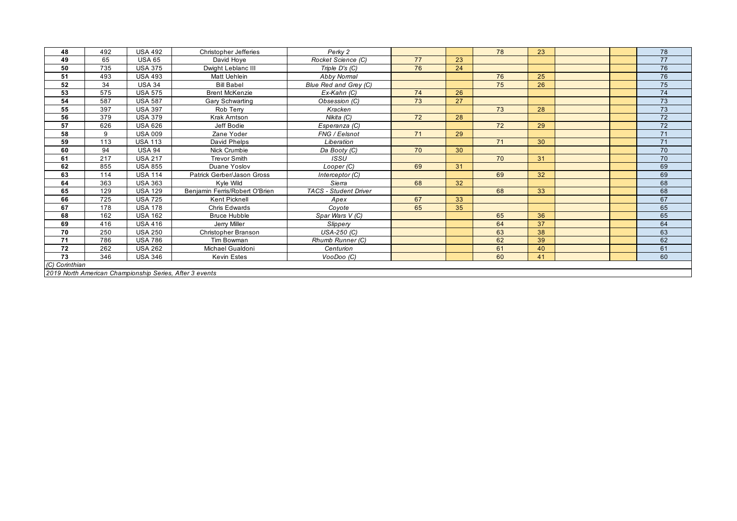| | | | | | | | | | | | |
|---|---|---|---|---|---|---|---|---|---|---|---|
| **48** | 492 | USA 492 | Christopher Jefferies | *Perky 2* | | | 78 | 23 | | | 78 |
| **49** | 65 | USA 65 | David Hoye | *Rocket Science (C)* | 77 | 23 | | | | | 77 |
| **50** | 735 | USA 375 | Dwight Leblanc III | *Triple D's (C)* | 76 | 24 | | | | | 76 |
| **51** | 493 | USA 493 | Matt Uehlein | *Abby Normal* | | | 76 | 25 | | | 76 |
| **52** | 34 | USA 34 | Bill Babel | *Blue Red and Grey (C)* | | | 75 | 26 | | | 75 |
| **53** | 575 | USA 575 | Brent McKenzie | *Ex-Kahn (C)* | 74 | 26 | | | | | 74 |
| **54** | 587 | USA 587 | Gary Schwarting | *Obsession (C)* | 73 | 27 | | | | | 73 |
| **55** | 397 | USA 397 | Rob Terry | *Kracken* | | | 73 | 28 | | | 73 |
| **56** | 379 | USA 379 | Krak Arntson | *Nikita (C)* | 72 | 28 | | | | | 72 |
| **57** | 626 | USA 626 | Jeff Bodie | *Esperanza (C)* | | | 72 | 29 | | | 72 |
| **58** | 9 | USA 009 | Zane Yoder | *FNG / Eelsnot* | 71 | 29 | | | | | 71 |
| **59** | 113 | USA 113 | David Phelps | *Liberation* | | | 71 | 30 | | | 71 |
| **60** | 94 | USA 94 | Nick Crumbie | *Da Booty (C)* | 70 | 30 | | | | | 70 |
| **61** | 217 | USA 217 | Trevor Smith | *ISSU* | | | 70 | 31 | | | 70 |
| **62** | 855 | USA 855 | Duane Yoslov | *Looper (C)* | 69 | 31 | | | | | 69 |
| **63** | 114 | USA 114 | Patrick Gerber/Jason Gross | *Interceptor (C)* | | | 69 | 32 | | | 69 |
| **64** | 363 | USA 363 | Kyle Wild | *Sierra* | 68 | 32 | | | | | 68 |
| **65** | 129 | USA 129 | Benjamin Ferris/Robert O'Brien | *TACS - Student Driver* | | | 68 | 33 | | | 68 |
| **66** | 725 | USA 725 | Kent Picknell | *Apex* | 67 | 33 | | | | | 67 |
| **67** | 178 | USA 178 | Chris Edwards | *Coyote* | 65 | 35 | | | | | 65 |
| **68** | 162 | USA 162 | Bruce Hubble | *Spar Wars V (C)* | | | 65 | 36 | | | 65 |
| **69** | 416 | USA 416 | Jerry Miller | *Slippery* | | | 64 | 37 | | | 64 |
| **70** | 250 | USA 250 | Christopher Branson | *USA-250 (C)* | | | 63 | 38 | | | 63 |
| **71** | 786 | USA 786 | Tim Bowman | *Rhumb Runner (C)* | | | 62 | 39 | | | 62 |
| **72** | 262 | USA 262 | Michael Gualdoni | *Centurion* | | | 61 | 40 | | | 61 |
| **73** | 346 | USA 346 | Kevin Estes | *VooDoo (C)* | | | 60 | 41 | | | 60 |

*(C) Corinthian*

*2019 North American Championship Series, After 3 events*